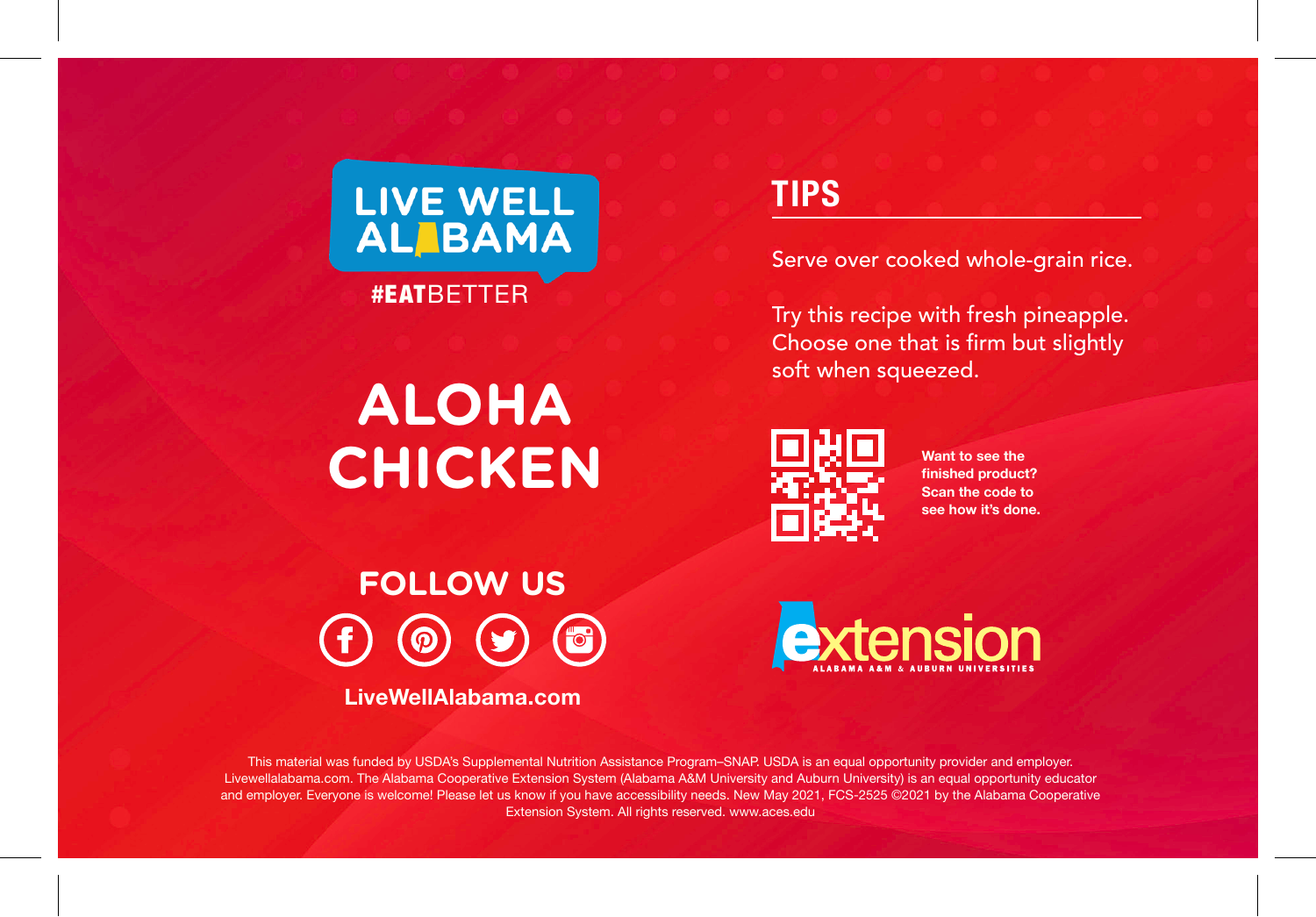LIVE WELL ALABAMA

#EATBETTER

# ALOHA CHICKEN

## FOLLOW US

**LiveWellAlabama.com**

## TIPS

Serve over cooked whole-grain rice.

Try this recipe with fresh pineapple. Choose one that is firm but slightly soft when squeezed.

**Want to see the finished product? Scan the code to see how it's done.**

extension

ALABAMA A&M & AUBURN UNIVERSITIES

This material was funded by USDA's Supplemental Nutrition Assistance Program–SNAP. USDA is an equal opportunity provider and employer. Livewellalabama.com. The Alabama Cooperative Extension System (Alabama A&M University and Auburn University) is an equal opportunity educator and employer. Everyone is welcome! Please let us know if you have accessibility needs. New May 2021, FCS-2525 ©2021 by the Alabama Cooperative Extension System. All rights reserved. www.aces.edu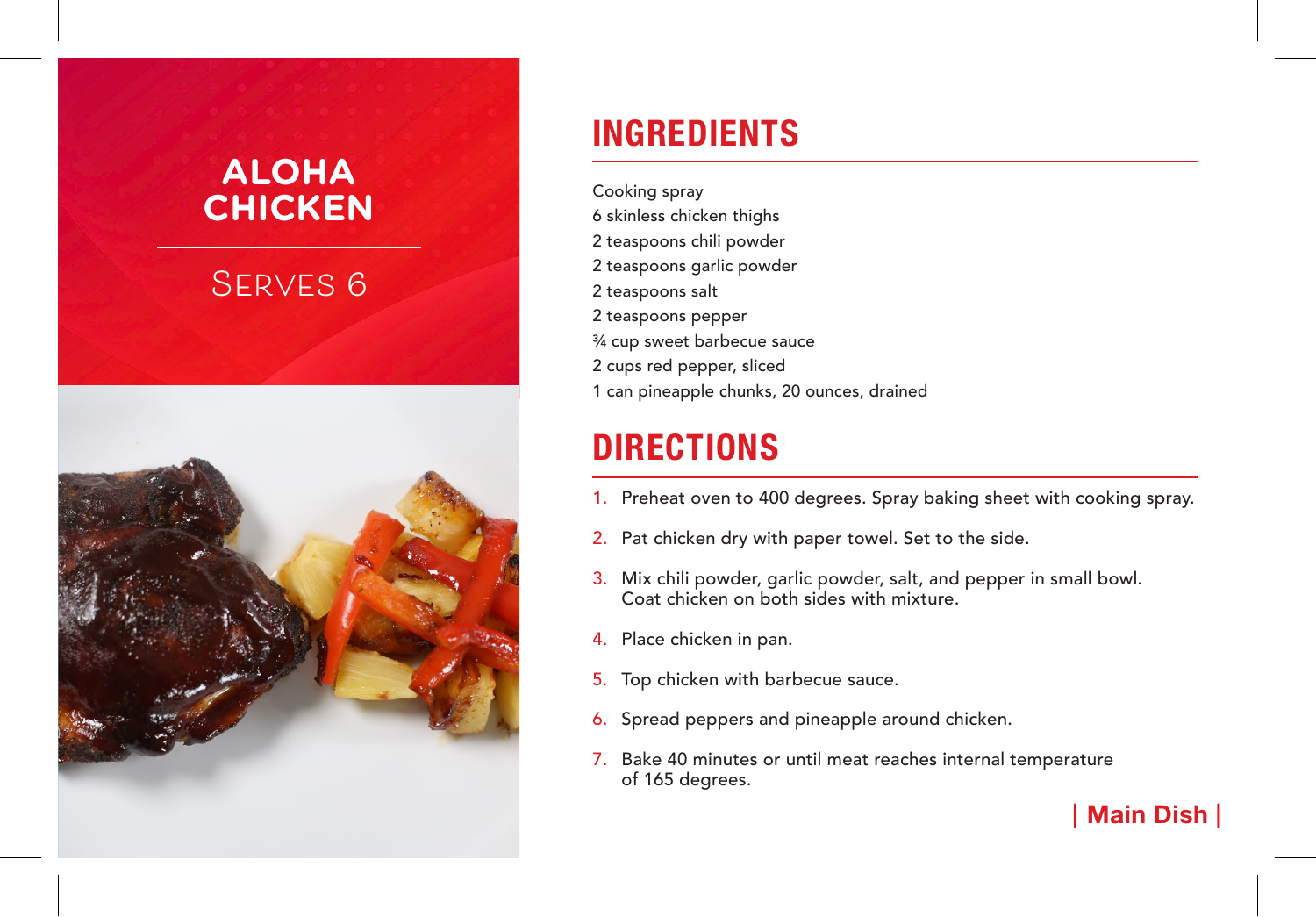# ALOHA CHICKEN

SERVES 6

## INGREDIENTS

Cooking spray
6 skinless chicken thighs
2 teaspoons chili powder
2 teaspoons garlic powder
2 teaspoons salt
2 teaspoons pepper
¾ cup sweet barbecue sauce
2 cups red pepper, sliced
1 can pineapple chunks, 20 ounces, drained

## DIRECTIONS

1. Preheat oven to 400 degrees. Spray baking sheet with cooking spray.
2. Pat chicken dry with paper towel. Set to the side.
3. Mix chili powder, garlic powder, salt, and pepper in small bowl. Coat chicken on both sides with mixture.
4. Place chicken in pan.
5. Top chicken with barbecue sauce.
6. Spread peppers and pineapple around chicken.
7. Bake 40 minutes or until meat reaches internal temperature of 165 degrees.

| Main Dish |